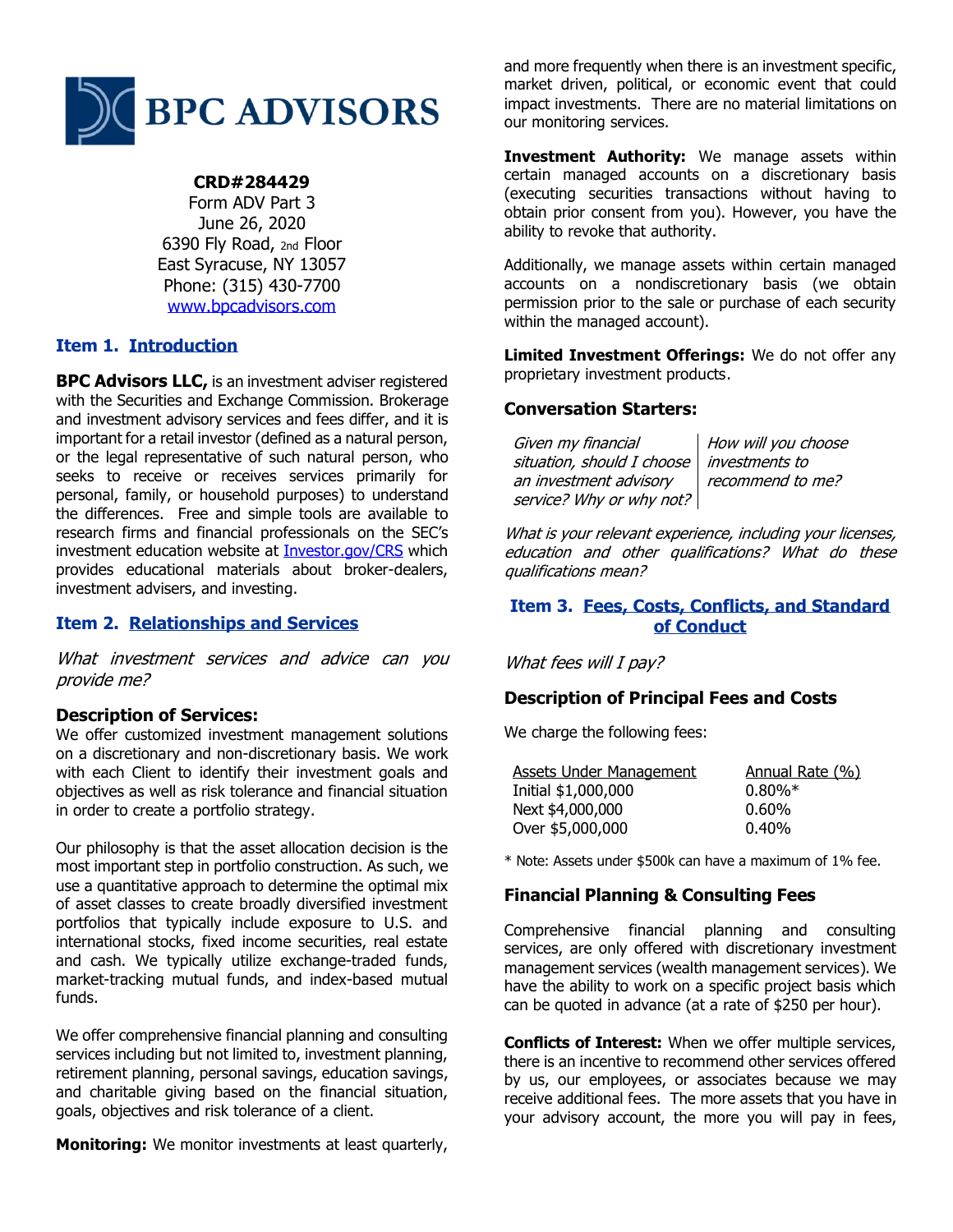# BPC ADVISORS

**CRD#284429**
Form ADV Part 3
June 26, 2020
6390 Fly Road, 2nd Floor
East Syracuse, NY 13057
Phone: (315) 430-7700
www.bpcadvisors.com

## Item 1. Introduction

**BPC Advisors LLC,** is an investment adviser registered with the Securities and Exchange Commission. Brokerage and investment advisory services and fees differ, and it is important for a retail investor (defined as a natural person, or the legal representative of such natural person, who seeks to receive or receives services primarily for personal, family, or household purposes) to understand the differences. Free and simple tools are available to research firms and financial professionals on the SEC's investment education website at Investor.gov/CRS which provides educational materials about broker-dealers, investment advisers, and investing.

## Item 2. Relationships and Services

*What investment services and advice can you provide me?*

### Description of Services:

We offer customized investment management solutions on a discretionary and non-discretionary basis. We work with each Client to identify their investment goals and objectives as well as risk tolerance and financial situation in order to create a portfolio strategy.

Our philosophy is that the asset allocation decision is the most important step in portfolio construction. As such, we use a quantitative approach to determine the optimal mix of asset classes to create broadly diversified investment portfolios that typically include exposure to U.S. and international stocks, fixed income securities, real estate and cash. We typically utilize exchange-traded funds, market-tracking mutual funds, and index-based mutual funds.

We offer comprehensive financial planning and consulting services including but not limited to, investment planning, retirement planning, personal savings, education savings, and charitable giving based on the financial situation, goals, objectives and risk tolerance of a client.

**Monitoring:** We monitor investments at least quarterly, and more frequently when there is an investment specific, market driven, political, or economic event that could impact investments. There are no material limitations on our monitoring services.

**Investment Authority:** We manage assets within certain managed accounts on a discretionary basis (executing securities transactions without having to obtain prior consent from you). However, you have the ability to revoke that authority.

Additionally, we manage assets within certain managed accounts on a nondiscretionary basis (we obtain permission prior to the sale or purchase of each security within the managed account).

**Limited Investment Offerings:** We do not offer any proprietary investment products.

### Conversation Starters:

*Given my financial situation, should I choose an investment advisory service? Why or why not?*

*How will you choose investments to recommend to me?*

*What is your relevant experience, including your licenses, education and other qualifications? What do these qualifications mean?*

## Item 3. Fees, Costs, Conflicts, and Standard of Conduct

*What fees will I pay?*

### Description of Principal Fees and Costs

We charge the following fees:

| Assets Under Management | Annual Rate (%) |
|---|---|
| Initial $1,000,000 | 0.80%* |
| Next $4,000,000 | 0.60% |
| Over $5,000,000 | 0.40% |

* Note: Assets under $500k can have a maximum of 1% fee.

### Financial Planning & Consulting Fees

Comprehensive financial planning and consulting services, are only offered with discretionary investment management services (wealth management services). We have the ability to work on a specific project basis which can be quoted in advance (at a rate of $250 per hour).

**Conflicts of Interest:** When we offer multiple services, there is an incentive to recommend other services offered by us, our employees, or associates because we may receive additional fees. The more assets that you have in your advisory account, the more you will pay in fees,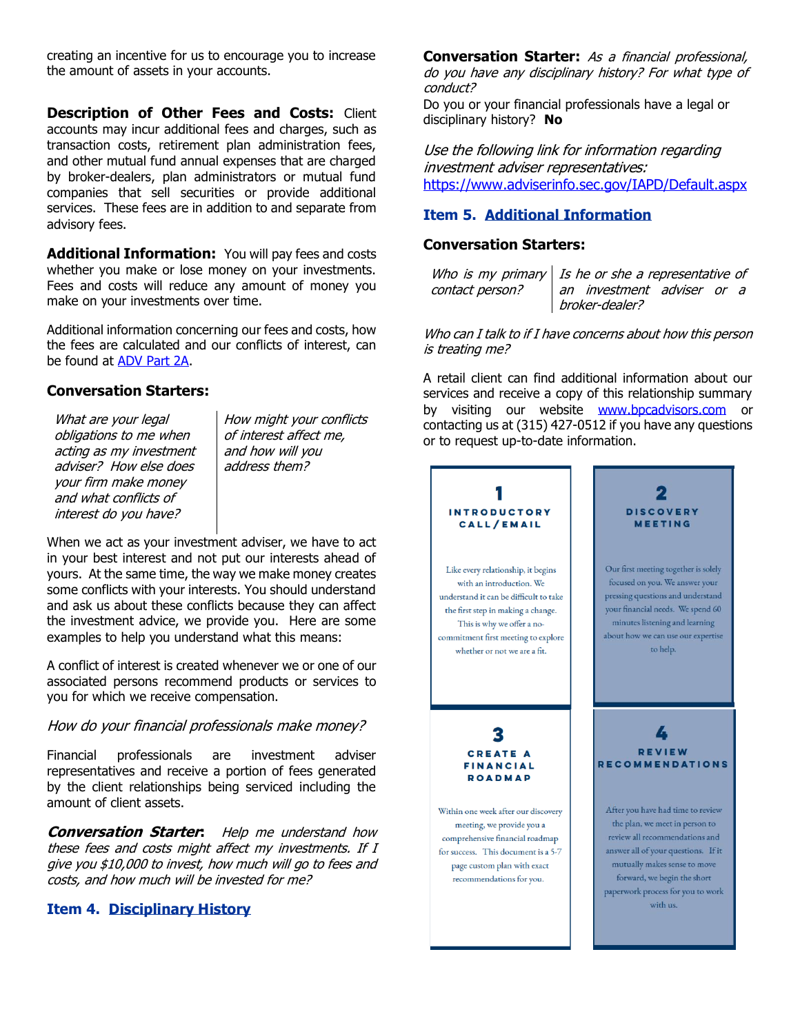creating an incentive for us to encourage you to increase the amount of assets in your accounts.

**Description of Other Fees and Costs:** Client accounts may incur additional fees and charges, such as transaction costs, retirement plan administration fees, and other mutual fund annual expenses that are charged by broker-dealers, plan administrators or mutual fund companies that sell securities or provide additional services. These fees are in addition to and separate from advisory fees.

**Additional Information:** You will pay fees and costs whether you make or lose money on your investments. Fees and costs will reduce any amount of money you make on your investments over time.

Additional information concerning our fees and costs, how the fees are calculated and our conflicts of interest, can be found at ADV Part 2A.

### Conversation Starters:

| | |
|---|---|
| *What are your legal obligations to me when acting as my investment adviser? How else does your firm make money and what conflicts of interest do you have?* | *How might your conflicts of interest affect me, and how will you address them?* |

When we act as your investment adviser, we have to act in your best interest and not put our interests ahead of yours. At the same time, the way we make money creates some conflicts with your interests. You should understand and ask us about these conflicts because they can affect the investment advice, we provide you. Here are some examples to help you understand what this means:

A conflict of interest is created whenever we or one of our associated persons recommend products or services to you for which we receive compensation.

*How do your financial professionals make money?*

Financial professionals are investment adviser representatives and receive a portion of fees generated by the client relationships being serviced including the amount of client assets.

***Conversation Starter*:** *Help me understand how these fees and costs might affect my investments. If I give you $10,000 to invest, how much will go to fees and costs, and how much will be invested for me?*

## Item 4. Disciplinary History

**Conversation Starter:** *As a financial professional, do you have any disciplinary history? For what type of conduct?*

Do you or your financial professionals have a legal or disciplinary history? **No**

*Use the following link for information regarding investment adviser representatives:*
https://www.adviserinfo.sec.gov/IAPD/Default.aspx

## Item 5. Additional Information

### Conversation Starters:

| | |
|---|---|
| *Who is my primary contact person?* | *Is he or she a representative of an investment adviser or a broker-dealer?* |

*Who can I talk to if I have concerns about how this person is treating me?*

A retail client can find additional information about our services and receive a copy of this relationship summary by visiting our website www.bpcadvisors.com or contacting us at (315) 427-0512 if you have any questions or to request up-to-date information.

**1**
**INTRODUCTORY CALL/EMAIL**

Like every relationship, it begins with an introduction. We understand it can be difficult to take the first step in making a change. This is why we offer a no-commitment first meeting to explore whether or not we are a fit.

**2**
**DISCOVERY MEETING**

Our first meeting together is solely focused on you. We answer your pressing questions and understand your financial needs. We spend 60 minutes listening and learning about how we can use our expertise to help.

**3**
**CREATE A FINANCIAL ROADMAP**

Within one week after our discovery meeting, we provide you a comprehensive financial roadmap for success. This document is a 5-7 page custom plan with exact recommendations for you.

**4**
**REVIEW RECOMMENDATIONS**

After you have had time to review the plan, we meet in person to review all recommendations and answer all of your questions. If it mutually makes sense to move forward, we begin the short paperwork process for you to work with us.